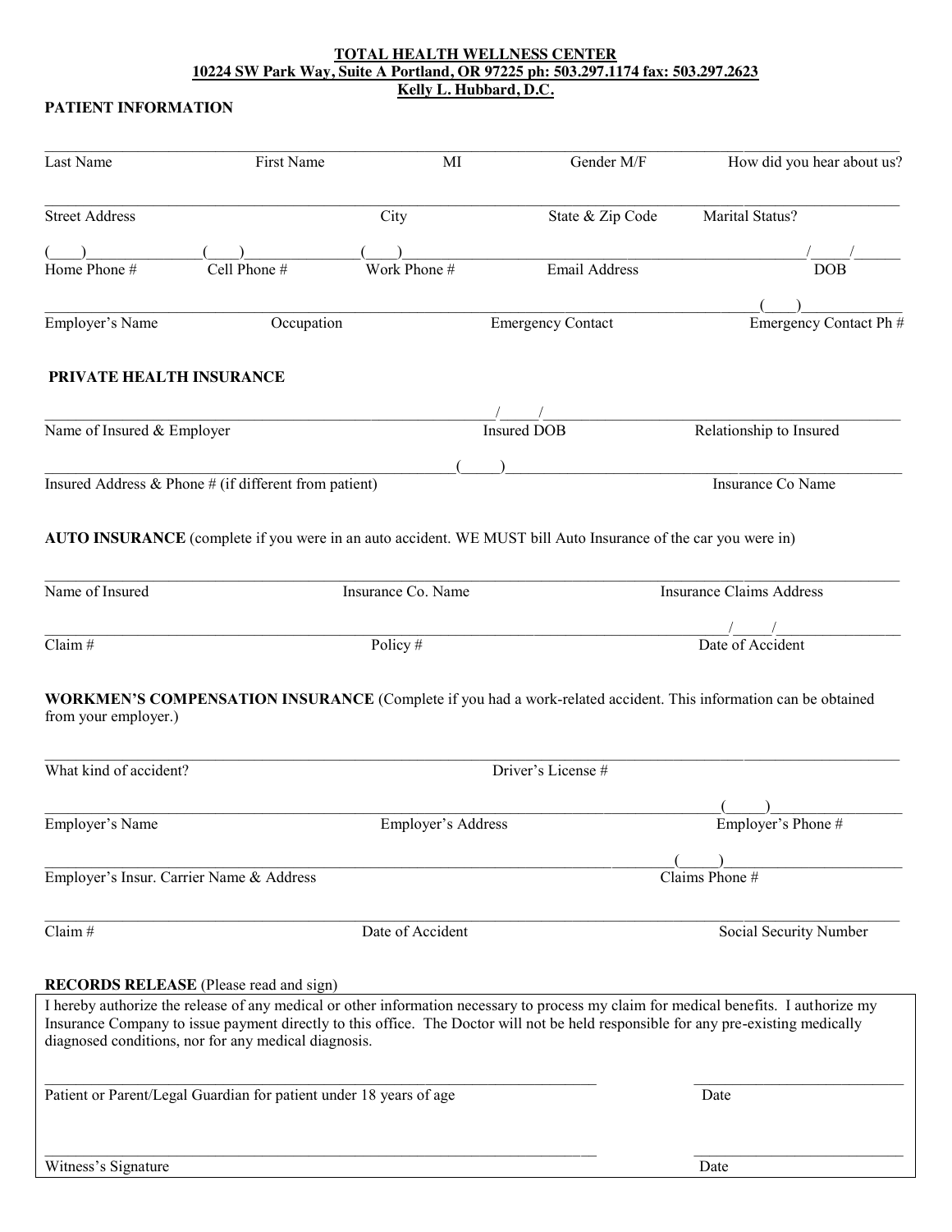**TOTAL HEALTH WELLNESS CENTER**
**10224 SW Park Way, Suite A Portland, OR 97225 ph: 503.297.1174 fax: 503.297.2623**
**Kelly L. Hubbard, D.C.**

**PATIENT INFORMATION**

______________________________________________________________________________________________

Last Name | First Name | MI | Gender M/F | How did you hear about us?

______________________________________________________________________________________________

Street Address | City | State & Zip Code | Marital Status?

(____)______________(____)______________(____)______________________________________________/_____/______

Home Phone # | Cell Phone # | Work Phone # | Email Address | DOB

__________________________________________________________________________________________(____)____________

Employer's Name | Occupation | Emergency Contact | Emergency Contact Ph #

**PRIVATE HEALTH INSURANCE**

_______________________________________________________/_____/________________________________________________

Name of Insured & Employer | Insured DOB | Relationship to Insured

_______________________________________________________(_____)________________________________________________

Insured Address & Phone # (if different from patient) | Insurance Co Name

**AUTO INSURANCE** (complete if you were in an auto accident. WE MUST bill Auto Insurance of the car you were in)

______________________________________________________________________________________________

Name of Insured | Insurance Co. Name | Insurance Claims Address

____________________________________________________________________________________/_____/________________

Claim # | Policy # | Date of Accident

**WORKMEN'S COMPENSATION INSURANCE** (Complete if you had a work-related accident. This information can be obtained from your employer.)

______________________________________________________________________________________________

What kind of accident? | Driver's License #

____________________________________________________________________________________(_____)________________

Employer's Name | Employer's Address | Employer's Phone #

________________________________________________________________________________(_____)________________________

Employer's Insur. Carrier Name & Address | Claims Phone #

______________________________________________________________________________________________

Claim # | Date of Accident | Social Security Number

**RECORDS RELEASE** (Please read and sign)

I hereby authorize the release of any medical or other information necessary to process my claim for medical benefits. I authorize my Insurance Company to issue payment directly to this office. The Doctor will not be held responsible for any pre-existing medically diagnosed conditions, nor for any medical diagnosis.

__________________________________________________________________________ ____________________________

Patient or Parent/Legal Guardian for patient under 18 years of age | Date

__________________________________________________________________________ ____________________________

Witness's Signature | Date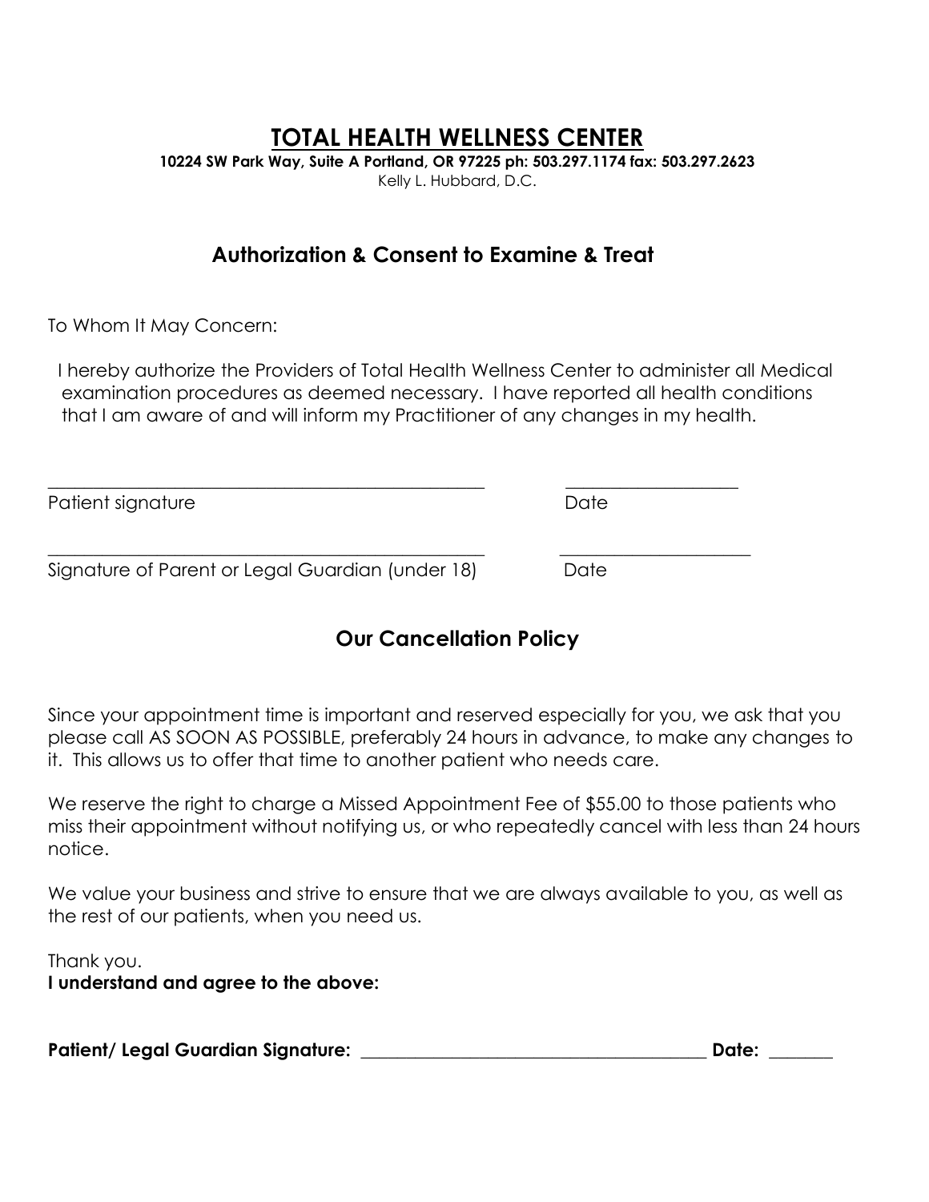# TOTAL HEALTH WELLNESS CENTER

**10224 SW Park Way, Suite A Portland, OR 97225 ph: 503.297.1174 fax: 503.297.2623**

Kelly L. Hubbard, D.C.

## Authorization & Consent to Examine & Treat

To Whom It May Concern:

I hereby authorize the Providers of Total Health Wellness Center to administer all Medical examination procedures as deemed necessary. I have reported all health conditions that I am aware of and will inform my Practitioner of any changes in my health.

_______________________________________________ ___________________

Patient signature Date

_______________________________________________ _____________________

Signature of Parent or Legal Guardian (under 18) Date

## Our Cancellation Policy

Since your appointment time is important and reserved especially for you, we ask that you please call AS SOON AS POSSIBLE, preferably 24 hours in advance, to make any changes to it. This allows us to offer that time to another patient who needs care.

We reserve the right to charge a Missed Appointment Fee of $55.00 to those patients who miss their appointment without notifying us, or who repeatedly cancel with less than 24 hours notice.

We value your business and strive to ensure that we are always available to you, as well as the rest of our patients, when you need us.

Thank you.

**I understand and agree to the above:**

**Patient/ Legal Guardian Signature:** _______________________________________ **Date:** _______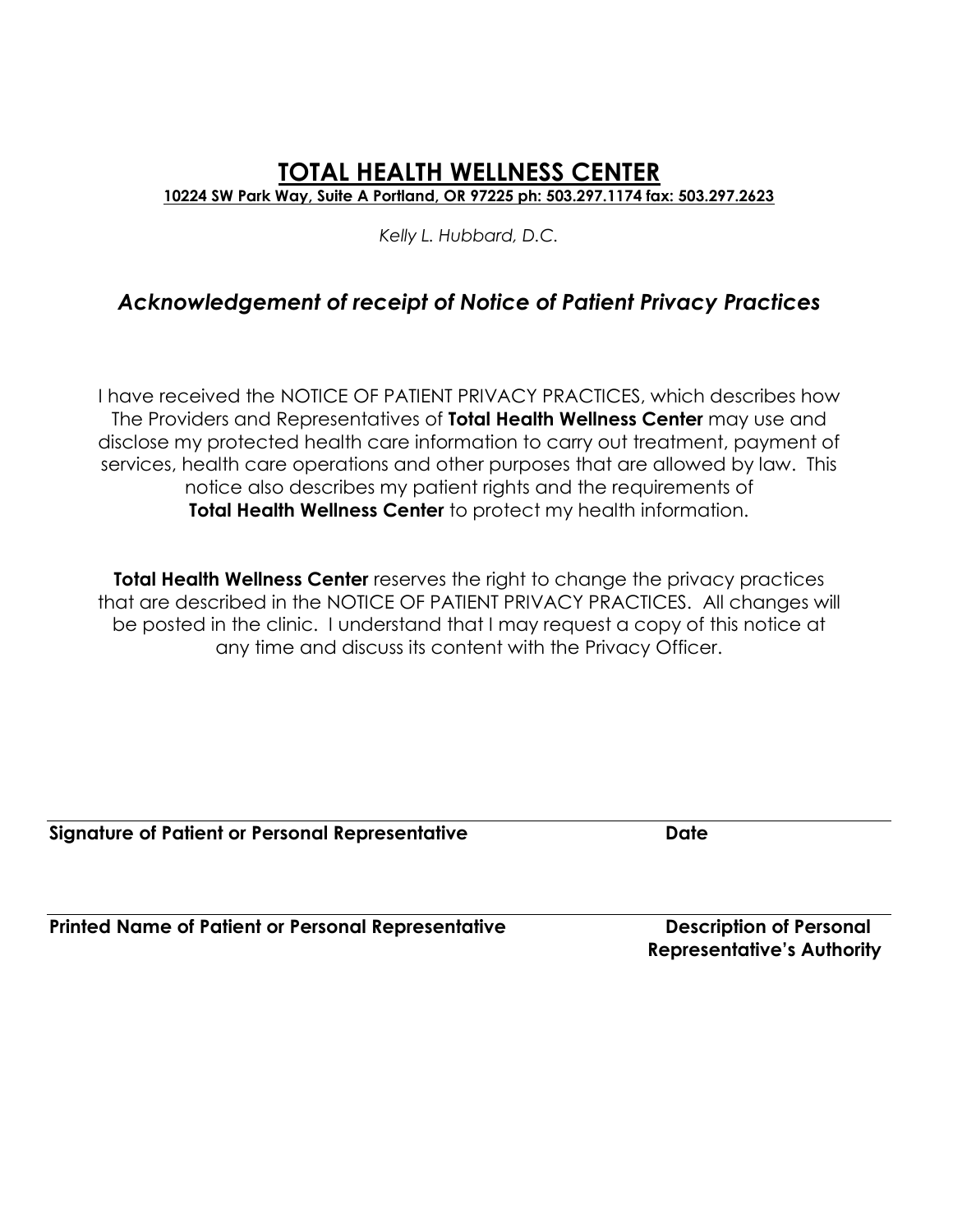# TOTAL HEALTH WELLNESS CENTER

**10224 SW Park Way, Suite A Portland, OR 97225 ph: 503.297.1174 fax: 503.297.2623**

*Kelly L. Hubbard, D.C.*

## *Acknowledgement of receipt of Notice of Patient Privacy Practices*

I have received the NOTICE OF PATIENT PRIVACY PRACTICES, which describes how The Providers and Representatives of **Total Health Wellness Center** may use and disclose my protected health care information to carry out treatment, payment of services, health care operations and other purposes that are allowed by law. This notice also describes my patient rights and the requirements of **Total Health Wellness Center** to protect my health information.

**Total Health Wellness Center** reserves the right to change the privacy practices that are described in the NOTICE OF PATIENT PRIVACY PRACTICES. All changes will be posted in the clinic. I understand that I may request a copy of this notice at any time and discuss its content with the Privacy Officer.

______________________________________________________________________

**Signature of Patient or Personal Representative** **Date**

______________________________________________________________________

**Printed Name of Patient or Personal Representative** **Description of Personal Representative's Authority**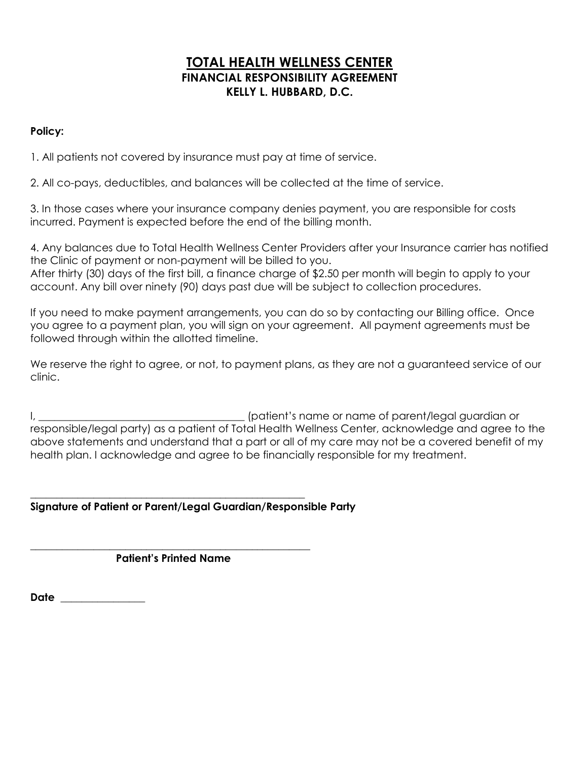# TOTAL HEALTH WELLNESS CENTER

**FINANCIAL RESPONSIBILITY AGREEMENT**

**KELLY L. HUBBARD, D.C.**

**Policy:**

1. All patients not covered by insurance must pay at time of service.

2. All co-pays, deductibles, and balances will be collected at the time of service.

3. In those cases where your insurance company denies payment, you are responsible for costs incurred. Payment is expected before the end of the billing month.

4. Any balances due to Total Health Wellness Center Providers after your Insurance carrier has notified the Clinic of payment or non-payment will be billed to you.
After thirty (30) days of the first bill, a finance charge of $2.50 per month will begin to apply to your account. Any bill over ninety (90) days past due will be subject to collection procedures.

If you need to make payment arrangements, you can do so by contacting our Billing office. Once you agree to a payment plan, you will sign on your agreement. All payment agreements must be followed through within the allotted timeline.

We reserve the right to agree, or not, to payment plans, as they are not a guaranteed service of our clinic.

I, ________________________________________ (patient's name or name of parent/legal guardian or responsible/legal party) as a patient of Total Health Wellness Center, acknowledge and agree to the above statements and understand that a part or all of my care may not be a covered benefit of my health plan. I acknowledge and agree to be financially responsible for my treatment.

_______________________________________________________

**Signature of Patient or Parent/Legal Guardian/Responsible Party**

_______________________________________________________

**Patient's Printed Name**

**Date** ________________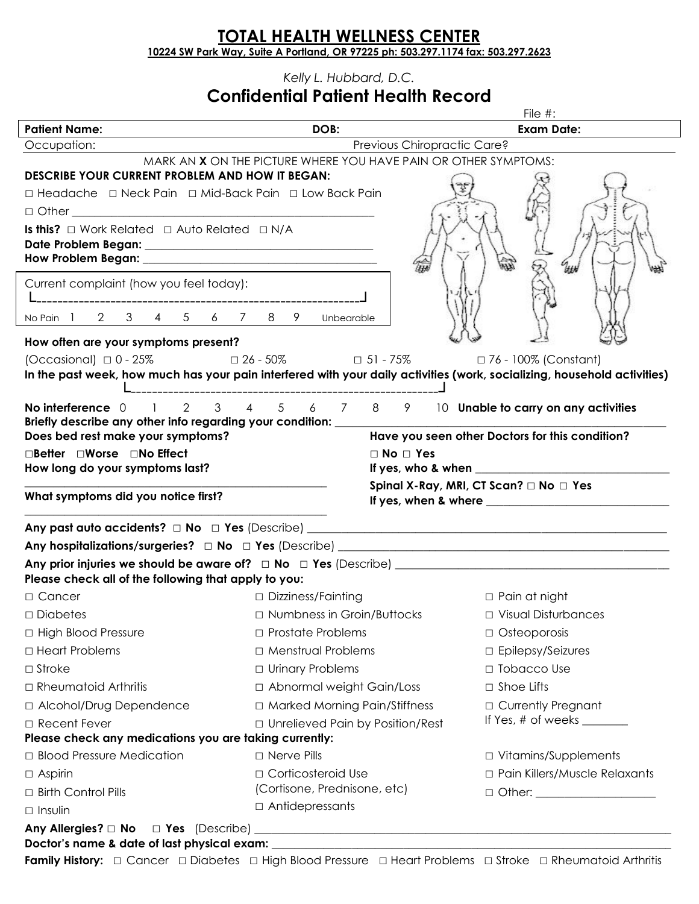# TOTAL HEALTH WELLNESS CENTER

**10224 SW Park Way, Suite A Portland, OR 97225 ph: 503.297.1174 fax: 503.297.2623**

*Kelly L. Hubbard, D.C.*

## Confidential Patient Health Record

File #:

**Patient Name:** **DOB:** **Exam Date:**

Occupation: Previous Chiropractic Care?

MARK AN **X** ON THE PICTURE WHERE YOU HAVE PAIN OR OTHER SYMPTOMS:

**DESCRIBE YOUR CURRENT PROBLEM AND HOW IT BEGAN:**

□ Headache □ Neck Pain □ Mid-Back Pain □ Low Back Pain

□ Other ______________________________________________

**Is this?** □ Work Related □ Auto Related □ N/A

**Date Problem Began:** ____________________________________

**How Problem Began:** ____________________________________

Current complaint (how you feel today):

No Pain 1 2 3 4 5 6 7 8 9 Unbearable

**How often are your symptoms present?**

(Occasional) □ 0 - 25% □ 26 - 50% □ 51 - 75% □ 76 - 100% (Constant)

**In the past week, how much has your pain interfered with your daily activities (work, socializing, household activities)**

**No interference** 0 1 2 3 4 5 6 7 8 9 10 **Unable to carry on any activities**

**Briefly describe any other info regarding your condition:** ______________________________

**Does bed rest make your symptoms?**

**□Better □Worse □No Effect**

**How long do your symptoms last?**

______________________________________________

**What symptoms did you notice first?**

______________________________________________

**Have you seen other Doctors for this condition?**

**□ No □ Yes**

**If yes, who & when** ______________________________

**Spinal X-Ray, MRI, CT Scan? □ No □ Yes**

**If yes, when & where** ______________________________

**Any past auto accidents? □ No □ Yes** (Describe) ______________________________

**Any hospitalizations/surgeries? □ No □ Yes** (Describe) ______________________________

**Any prior injuries we should be aware of? □ No □ Yes** (Describe) ______________________________

**Please check all of the following that apply to you:**

| | | |
|---|---|---|
| □ Cancer | □ Dizziness/Fainting | □ Pain at night |
| □ Diabetes | □ Numbness in Groin/Buttocks | □ Visual Disturbances |
| □ High Blood Pressure | □ Prostate Problems | □ Osteoporosis |
| □ Heart Problems | □ Menstrual Problems | □ Epilepsy/Seizures |
| □ Stroke | □ Urinary Problems | □ Tobacco Use |
| □ Rheumatoid Arthritis | □ Abnormal weight Gain/Loss | □ Shoe Lifts |
| □ Alcohol/Drug Dependence | □ Marked Morning Pain/Stiffness | □ Currently Pregnant |
| □ Recent Fever | □ Unrelieved Pain by Position/Rest | If Yes, # of weeks ________ |

**Please check any medications you are taking currently:**

| | | |
|---|---|---|
| □ Blood Pressure Medication | □ Nerve Pills | □ Vitamins/Supplements |
| □ Aspirin | □ Corticosteroid Use (Cortisone, Prednisone, etc) | □ Pain Killers/Muscle Relaxants |
| □ Birth Control Pills | □ Antidepressants | □ Other: ____________________ |
| □ Insulin | | |

**Any Allergies? □ No □ Yes** (Describe) ______________________________

**Doctor's name & date of last physical exam:** ______________________________

**Family History:** □ Cancer □ Diabetes □ High Blood Pressure □ Heart Problems □ Stroke □ Rheumatoid Arthritis